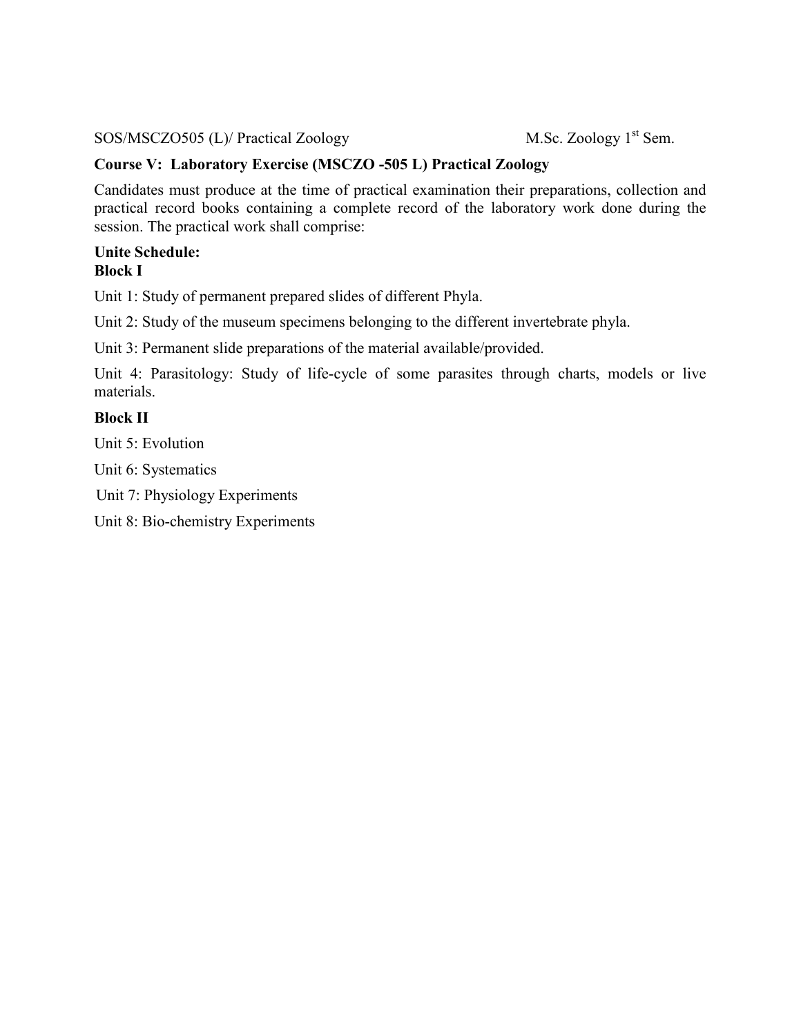SOS/MSCZO505 (L)/ Practical Zoology M.Sc. Zoology 1st Sem.

**Course V: Laboratory Exercise (MSCZO -505 L) Practical Zoology**

Candidates must produce at the time of practical examination their preparations, collection and practical record books containing a complete record of the laboratory work done during the session. The practical work shall comprise:

**Unite Schedule:**
**Block I**

Unit 1: Study of permanent prepared slides of different Phyla.

Unit 2: Study of the museum specimens belonging to the different invertebrate phyla.

Unit 3: Permanent slide preparations of the material available/provided.

Unit 4: Parasitology: Study of life-cycle of some parasites through charts, models or live materials.

**Block II**

Unit 5: Evolution

Unit 6: Systematics

Unit 7: Physiology Experiments

Unit 8: Bio-chemistry Experiments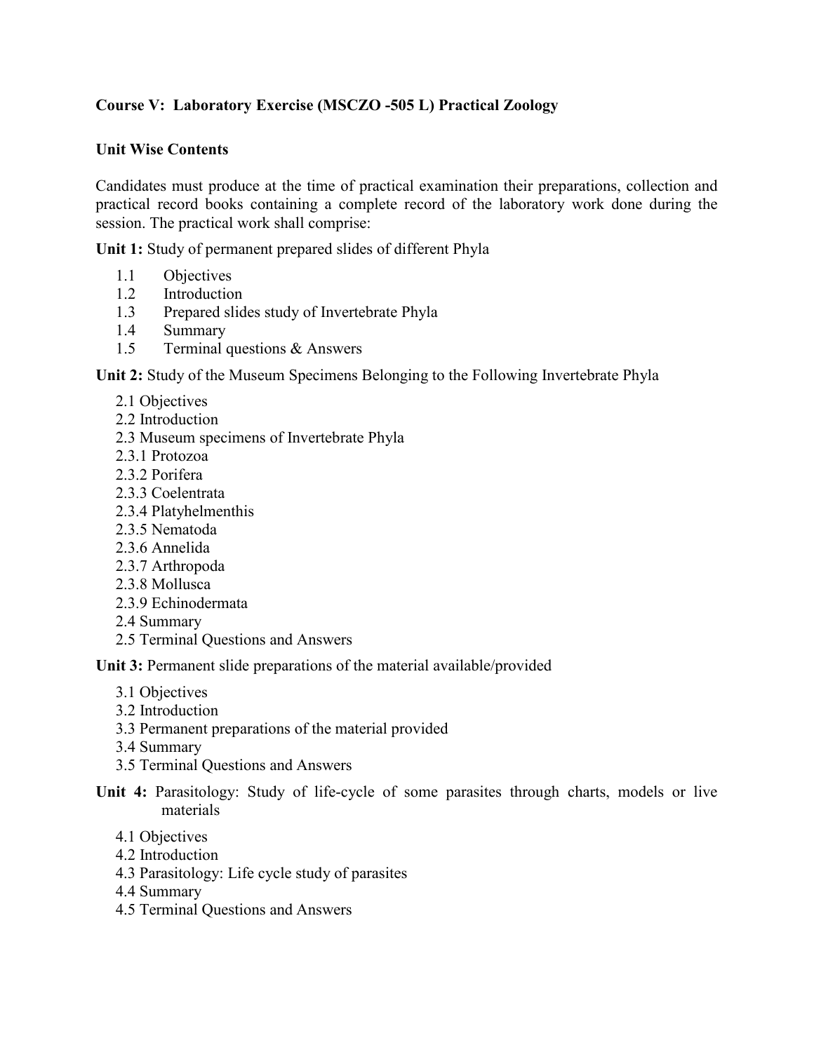**Course V: Laboratory Exercise (MSCZO -505 L) Practical Zoology**

**Unit Wise Contents**

Candidates must produce at the time of practical examination their preparations, collection and practical record books containing a complete record of the laboratory work done during the session. The practical work shall comprise:

**Unit 1:** Study of permanent prepared slides of different Phyla

- 1.1 Objectives
- 1.2 Introduction
- 1.3 Prepared slides study of Invertebrate Phyla
- 1.4 Summary
- 1.5 Terminal questions & Answers

**Unit 2:** Study of the Museum Specimens Belonging to the Following Invertebrate Phyla

- 2.1 Objectives
- 2.2 Introduction
- 2.3 Museum specimens of Invertebrate Phyla
- 2.3.1 Protozoa
- 2.3.2 Porifera
- 2.3.3 Coelentrata
- 2.3.4 Platyhelmenthis
- 2.3.5 Nematoda
- 2.3.6 Annelida
- 2.3.7 Arthropoda
- 2.3.8 Mollusca
- 2.3.9 Echinodermata
- 2.4 Summary
- 2.5 Terminal Questions and Answers

**Unit 3:** Permanent slide preparations of the material available/provided

- 3.1 Objectives
- 3.2 Introduction
- 3.3 Permanent preparations of the material provided
- 3.4 Summary
- 3.5 Terminal Questions and Answers

**Unit 4:** Parasitology: Study of life-cycle of some parasites through charts, models or live materials

- 4.1 Objectives
- 4.2 Introduction
- 4.3 Parasitology: Life cycle study of parasites
- 4.4 Summary
- 4.5 Terminal Questions and Answers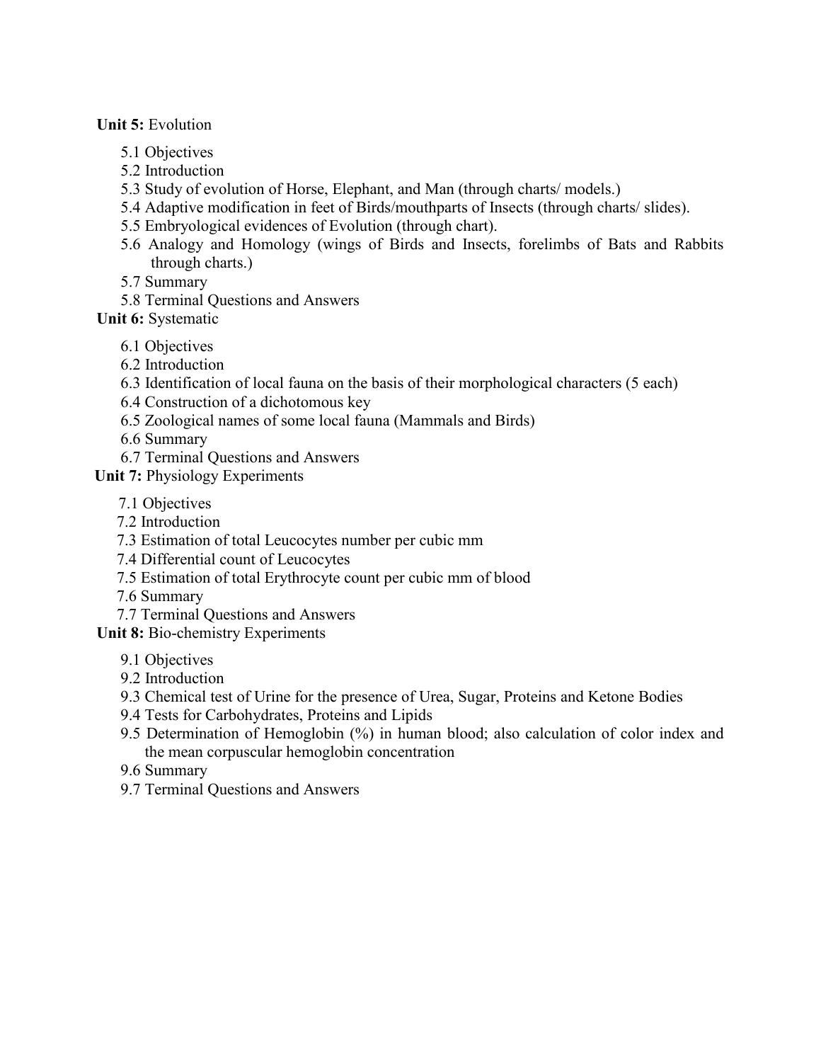**Unit 5:** Evolution

- 5.1 Objectives
- 5.2 Introduction
- 5.3 Study of evolution of Horse, Elephant, and Man (through charts/ models.)
- 5.4 Adaptive modification in feet of Birds/mouthparts of Insects (through charts/ slides).
- 5.5 Embryological evidences of Evolution (through chart).
- 5.6 Analogy and Homology (wings of Birds and Insects, forelimbs of Bats and Rabbits through charts.)
- 5.7 Summary
- 5.8 Terminal Questions and Answers

**Unit 6:** Systematic

- 6.1 Objectives
- 6.2 Introduction
- 6.3 Identification of local fauna on the basis of their morphological characters (5 each)
- 6.4 Construction of a dichotomous key
- 6.5 Zoological names of some local fauna (Mammals and Birds)
- 6.6 Summary
- 6.7 Terminal Questions and Answers

**Unit 7:** Physiology Experiments

- 7.1 Objectives
- 7.2 Introduction
- 7.3 Estimation of total Leucocytes number per cubic mm
- 7.4 Differential count of Leucocytes
- 7.5 Estimation of total Erythrocyte count per cubic mm of blood
- 7.6 Summary
- 7.7 Terminal Questions and Answers

**Unit 8:** Bio-chemistry Experiments

- 9.1 Objectives
- 9.2 Introduction
- 9.3 Chemical test of Urine for the presence of Urea, Sugar, Proteins and Ketone Bodies
- 9.4 Tests for Carbohydrates, Proteins and Lipids
- 9.5 Determination of Hemoglobin (%) in human blood; also calculation of color index and the mean corpuscular hemoglobin concentration
- 9.6 Summary
- 9.7 Terminal Questions and Answers